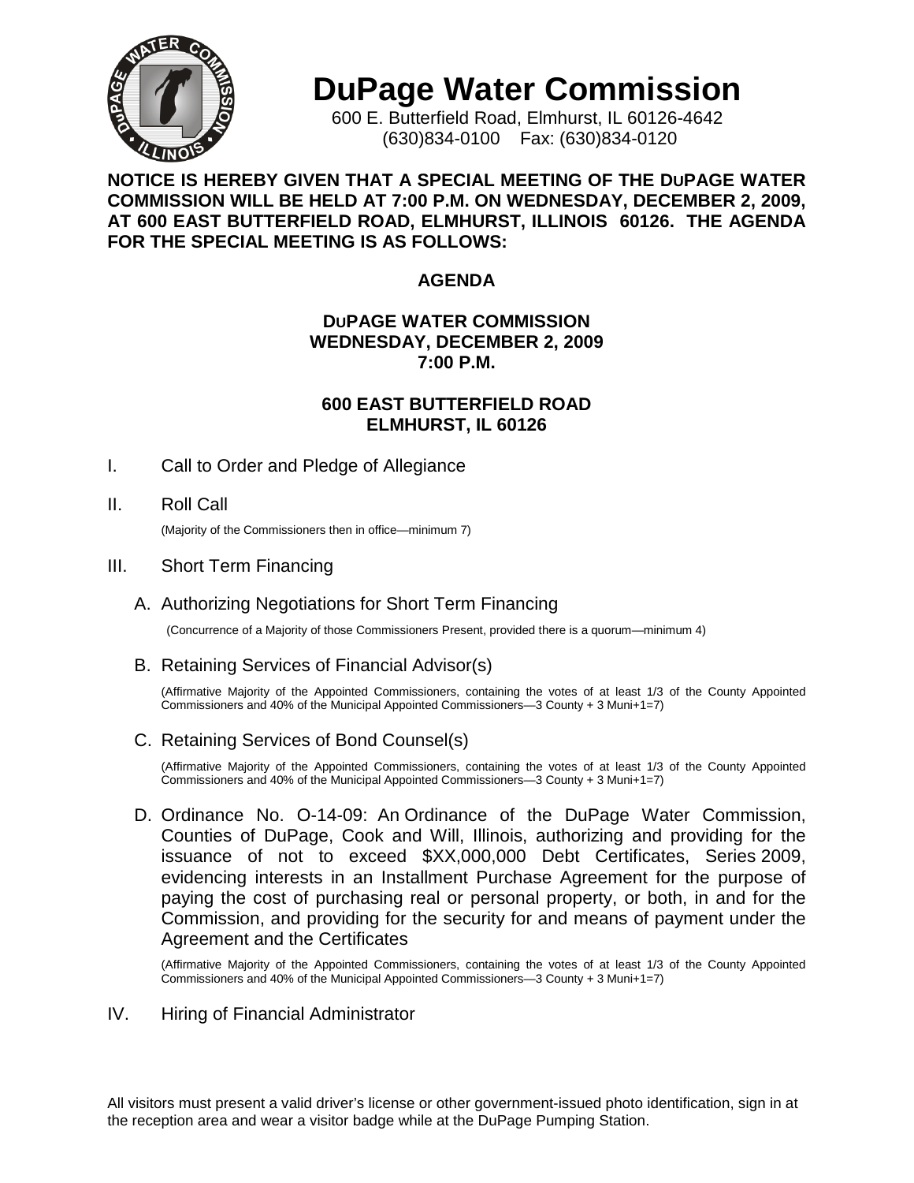# DuPage Water Commission

600 E. Butterfield Road, Elmhurst, IL 60126-4642
(630)834-0100 Fax: (630)834-0120

**NOTICE IS HEREBY GIVEN THAT A SPECIAL MEETING OF THE DUPAGE WATER COMMISSION WILL BE HELD AT 7:00 P.M. ON WEDNESDAY, DECEMBER 2, 2009, AT 600 EAST BUTTERFIELD ROAD, ELMHURST, ILLINOIS 60126. THE AGENDA FOR THE SPECIAL MEETING IS AS FOLLOWS:**

## AGENDA

**DUPAGE WATER COMMISSION**
**WEDNESDAY, DECEMBER 2, 2009**
**7:00 P.M.**

**600 EAST BUTTERFIELD ROAD**
**ELMHURST, IL 60126**

I. Call to Order and Pledge of Allegiance

II. Roll Call

(Majority of the Commissioners then in office—minimum 7)

III. Short Term Financing

A. Authorizing Negotiations for Short Term Financing

(Concurrence of a Majority of those Commissioners Present, provided there is a quorum—minimum 4)

B. Retaining Services of Financial Advisor(s)

(Affirmative Majority of the Appointed Commissioners, containing the votes of at least 1/3 of the County Appointed Commissioners and 40% of the Municipal Appointed Commissioners—3 County + 3 Muni+1=7)

C. Retaining Services of Bond Counsel(s)

(Affirmative Majority of the Appointed Commissioners, containing the votes of at least 1/3 of the County Appointed Commissioners and 40% of the Municipal Appointed Commissioners—3 County + 3 Muni+1=7)

D. Ordinance No. O-14-09: An Ordinance of the DuPage Water Commission, Counties of DuPage, Cook and Will, Illinois, authorizing and providing for the issuance of not to exceed $XX,000,000 Debt Certificates, Series 2009, evidencing interests in an Installment Purchase Agreement for the purpose of paying the cost of purchasing real or personal property, or both, in and for the Commission, and providing for the security for and means of payment under the Agreement and the Certificates

(Affirmative Majority of the Appointed Commissioners, containing the votes of at least 1/3 of the County Appointed Commissioners and 40% of the Municipal Appointed Commissioners—3 County + 3 Muni+1=7)

IV. Hiring of Financial Administrator

All visitors must present a valid driver's license or other government-issued photo identification, sign in at the reception area and wear a visitor badge while at the DuPage Pumping Station.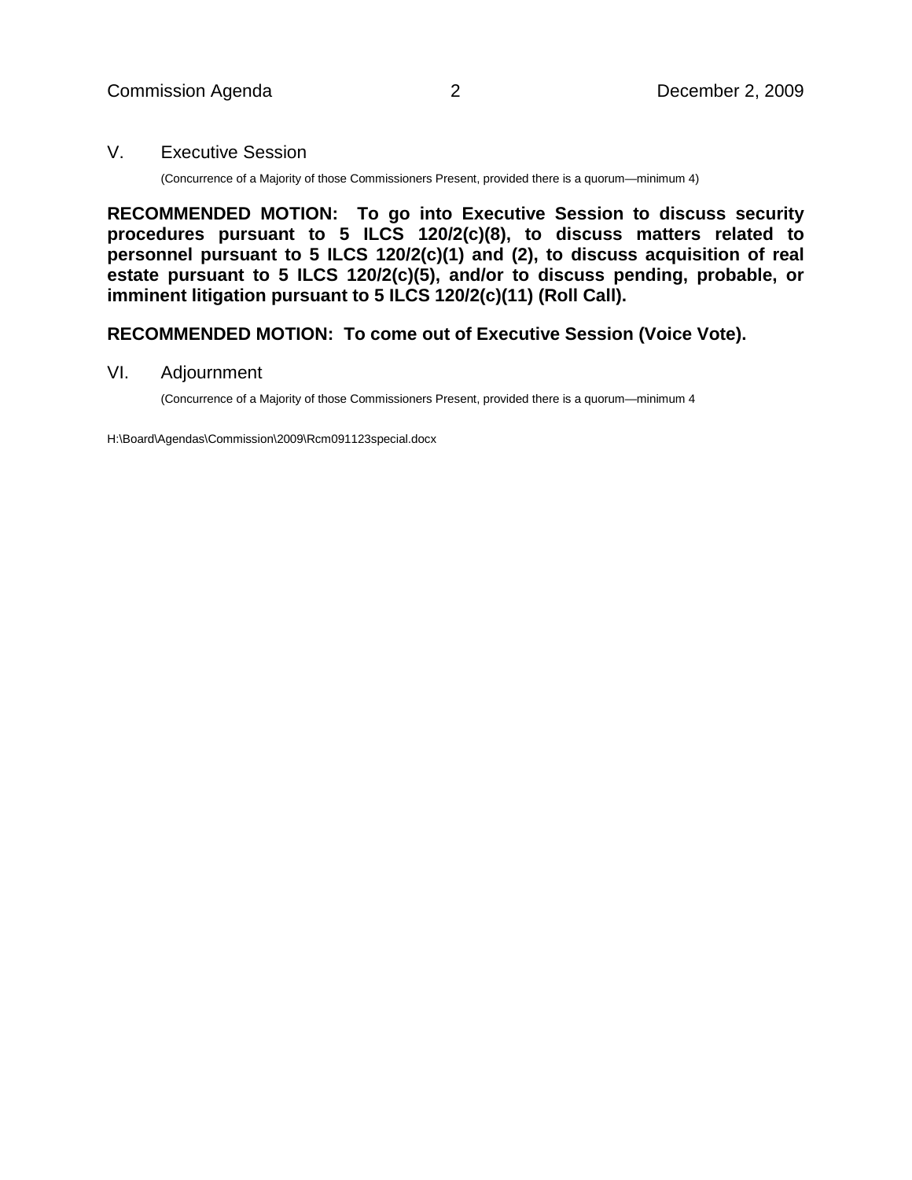V. Executive Session

(Concurrence of a Majority of those Commissioners Present, provided there is a quorum—minimum 4)

**RECOMMENDED MOTION: To go into Executive Session to discuss security procedures pursuant to 5 ILCS 120/2(c)(8), to discuss matters related to personnel pursuant to 5 ILCS 120/2(c)(1) and (2), to discuss acquisition of real estate pursuant to 5 ILCS 120/2(c)(5), and/or to discuss pending, probable, or imminent litigation pursuant to 5 ILCS 120/2(c)(11) (Roll Call).**

**RECOMMENDED MOTION: To come out of Executive Session (Voice Vote).**

VI. Adjournment

(Concurrence of a Majority of those Commissioners Present, provided there is a quorum—minimum 4

H:\Board\Agendas\Commission\2009\Rcm091123special.docx